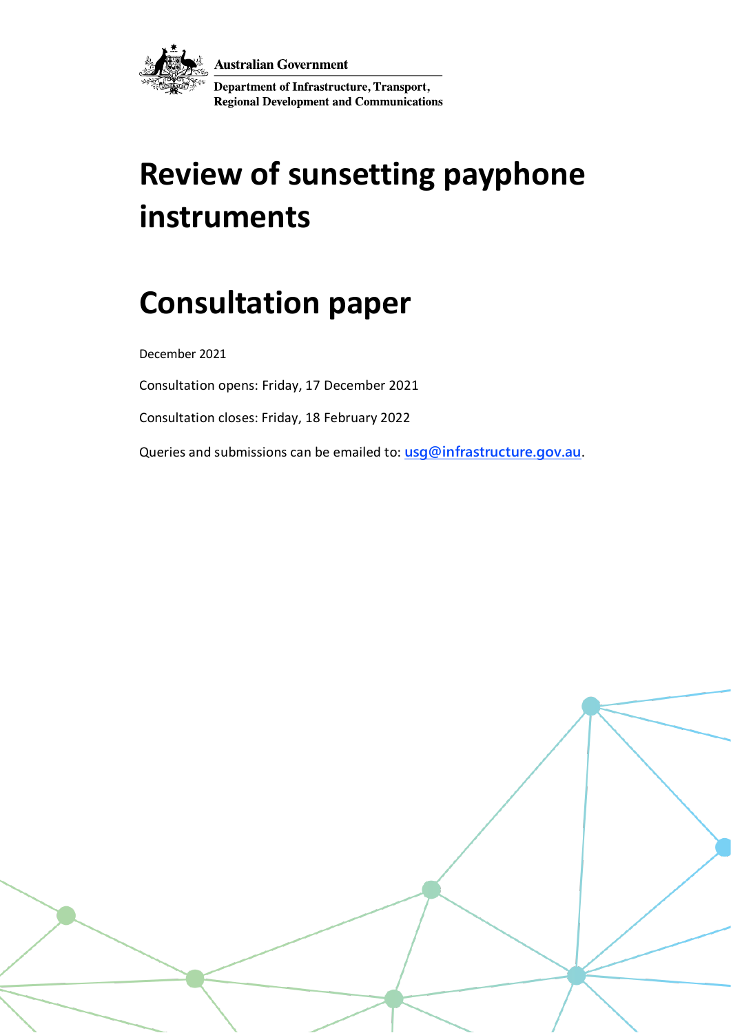Australian Government

Department of Infrastructure, Transport, Regional Development and Communications

# Review of sunsetting payphone instruments

# Consultation paper

December 2021

Consultation opens: Friday, 17 December 2021

Consultation closes: Friday, 18 February 2022

Queries and submissions can be emailed to: [usg@infrastructure.gov.au](mailto:usg@infrastructure.gov.au).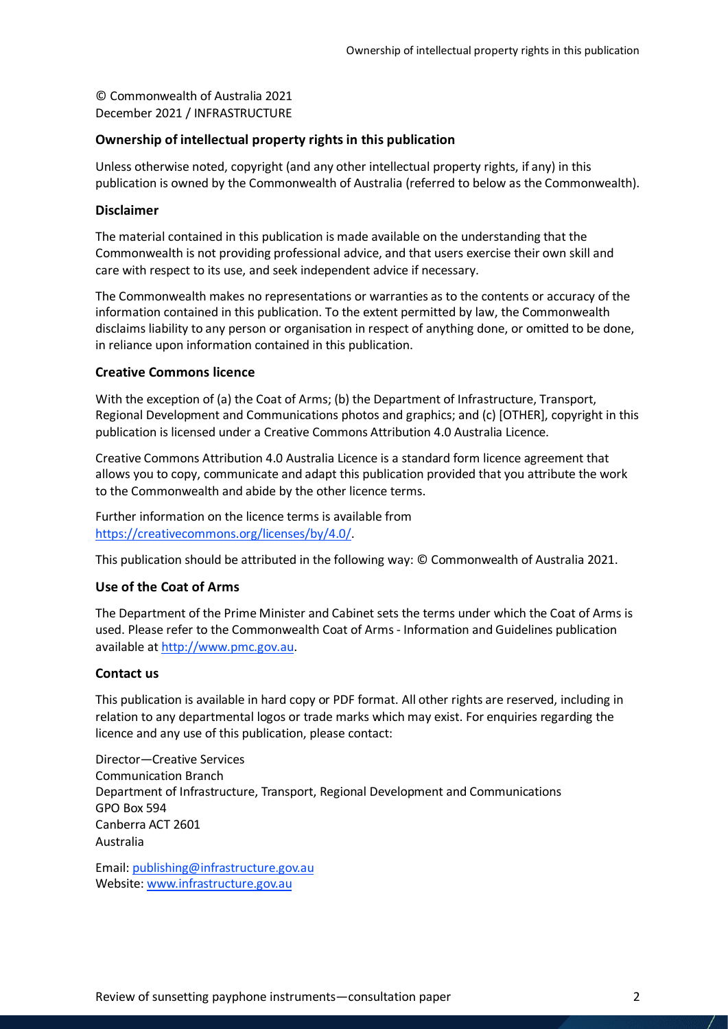© Commonwealth of Australia 2021
December 2021 / INFRASTRUCTURE

### Ownership of intellectual property rights in this publication

Unless otherwise noted, copyright (and any other intellectual property rights, if any) in this publication is owned by the Commonwealth of Australia (referred to below as the Commonwealth).

### Disclaimer

The material contained in this publication is made available on the understanding that the Commonwealth is not providing professional advice, and that users exercise their own skill and care with respect to its use, and seek independent advice if necessary.

The Commonwealth makes no representations or warranties as to the contents or accuracy of the information contained in this publication. To the extent permitted by law, the Commonwealth disclaims liability to any person or organisation in respect of anything done, or omitted to be done, in reliance upon information contained in this publication.

### Creative Commons licence

With the exception of (a) the Coat of Arms; (b) the Department of Infrastructure, Transport, Regional Development and Communications photos and graphics; and (c) [OTHER], copyright in this publication is licensed under a Creative Commons Attribution 4.0 Australia Licence.

Creative Commons Attribution 4.0 Australia Licence is a standard form licence agreement that allows you to copy, communicate and adapt this publication provided that you attribute the work to the Commonwealth and abide by the other licence terms.

Further information on the licence terms is available from https://creativecommons.org/licenses/by/4.0/.

This publication should be attributed in the following way: © Commonwealth of Australia 2021.

### Use of the Coat of Arms

The Department of the Prime Minister and Cabinet sets the terms under which the Coat of Arms is used. Please refer to the Commonwealth Coat of Arms - Information and Guidelines publication available at http://www.pmc.gov.au.

### Contact us

This publication is available in hard copy or PDF format. All other rights are reserved, including in relation to any departmental logos or trade marks which may exist. For enquiries regarding the licence and any use of this publication, please contact:

Director—Creative Services
Communication Branch
Department of Infrastructure, Transport, Regional Development and Communications
GPO Box 594
Canberra ACT 2601
Australia

Email: publishing@infrastructure.gov.au
Website: www.infrastructure.gov.au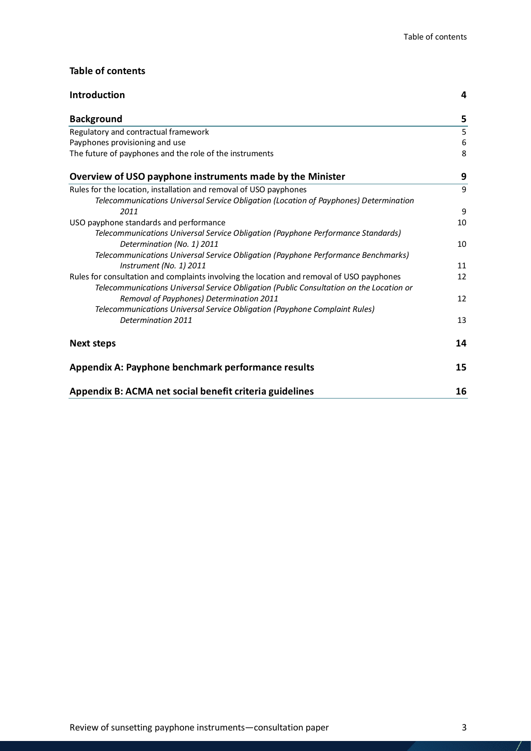## Table of contents

| | |
|---|---|
| **Introduction** | **4** |
| **Background** | **5** |
| Regulatory and contractual framework | 5 |
| Payphones provisioning and use | 6 |
| The future of payphones and the role of the instruments | 8 |
| **Overview of USO payphone instruments made by the Minister** | **9** |
| Rules for the location, installation and removal of USO payphones | 9 |
| *Telecommunications Universal Service Obligation (Location of Payphones) Determination 2011* | 9 |
| USO payphone standards and performance | 10 |
| *Telecommunications Universal Service Obligation (Payphone Performance Standards) Determination (No. 1) 2011* | 10 |
| *Telecommunications Universal Service Obligation (Payphone Performance Benchmarks) Instrument (No. 1) 2011* | 11 |
| Rules for consultation and complaints involving the location and removal of USO payphones | 12 |
| *Telecommunications Universal Service Obligation (Public Consultation on the Location or Removal of Payphones) Determination 2011* | 12 |
| *Telecommunications Universal Service Obligation (Payphone Complaint Rules) Determination 2011* | 13 |
| **Next steps** | **14** |
| **Appendix A: Payphone benchmark performance results** | **15** |
| **Appendix B: ACMA net social benefit criteria guidelines** | **16** |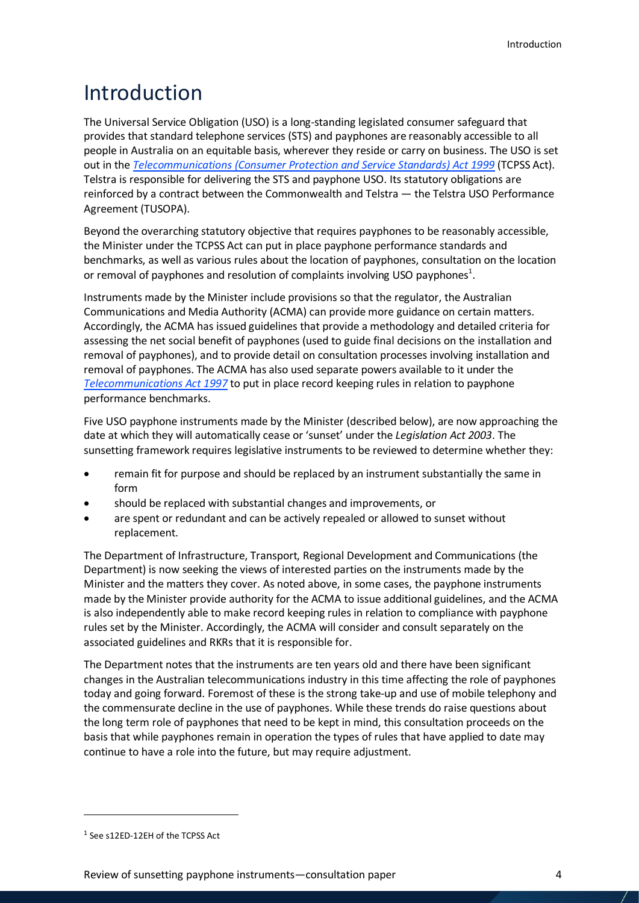# Introduction

The Universal Service Obligation (USO) is a long-standing legislated consumer safeguard that provides that standard telephone services (STS) and payphones are reasonably accessible to all people in Australia on an equitable basis, wherever they reside or carry on business. The USO is set out in the *Telecommunications (Consumer Protection and Service Standards) Act 1999* (TCPSS Act). Telstra is responsible for delivering the STS and payphone USO. Its statutory obligations are reinforced by a contract between the Commonwealth and Telstra — the Telstra USO Performance Agreement (TUSOPA).

Beyond the overarching statutory objective that requires payphones to be reasonably accessible, the Minister under the TCPSS Act can put in place payphone performance standards and benchmarks, as well as various rules about the location of payphones, consultation on the location or removal of payphones and resolution of complaints involving USO payphones[1].

Instruments made by the Minister include provisions so that the regulator, the Australian Communications and Media Authority (ACMA) can provide more guidance on certain matters. Accordingly, the ACMA has issued guidelines that provide a methodology and detailed criteria for assessing the net social benefit of payphones (used to guide final decisions on the installation and removal of payphones), and to provide detail on consultation processes involving installation and removal of payphones. The ACMA has also used separate powers available to it under the *Telecommunications Act 1997* to put in place record keeping rules in relation to payphone performance benchmarks.

Five USO payphone instruments made by the Minister (described below), are now approaching the date at which they will automatically cease or 'sunset' under the *Legislation Act 2003*. The sunsetting framework requires legislative instruments to be reviewed to determine whether they:

- remain fit for purpose and should be replaced by an instrument substantially the same in form
- should be replaced with substantial changes and improvements, or
- are spent or redundant and can be actively repealed or allowed to sunset without replacement.

The Department of Infrastructure, Transport, Regional Development and Communications (the Department) is now seeking the views of interested parties on the instruments made by the Minister and the matters they cover. As noted above, in some cases, the payphone instruments made by the Minister provide authority for the ACMA to issue additional guidelines, and the ACMA is also independently able to make record keeping rules in relation to compliance with payphone rules set by the Minister. Accordingly, the ACMA will consider and consult separately on the associated guidelines and RKRs that it is responsible for.

The Department notes that the instruments are ten years old and there have been significant changes in the Australian telecommunications industry in this time affecting the role of payphones today and going forward. Foremost of these is the strong take-up and use of mobile telephony and the commensurate decline in the use of payphones. While these trends do raise questions about the long term role of payphones that need to be kept in mind, this consultation proceeds on the basis that while payphones remain in operation the types of rules that have applied to date may continue to have a role into the future, but may require adjustment.

[1] See s12ED-12EH of the TCPSS Act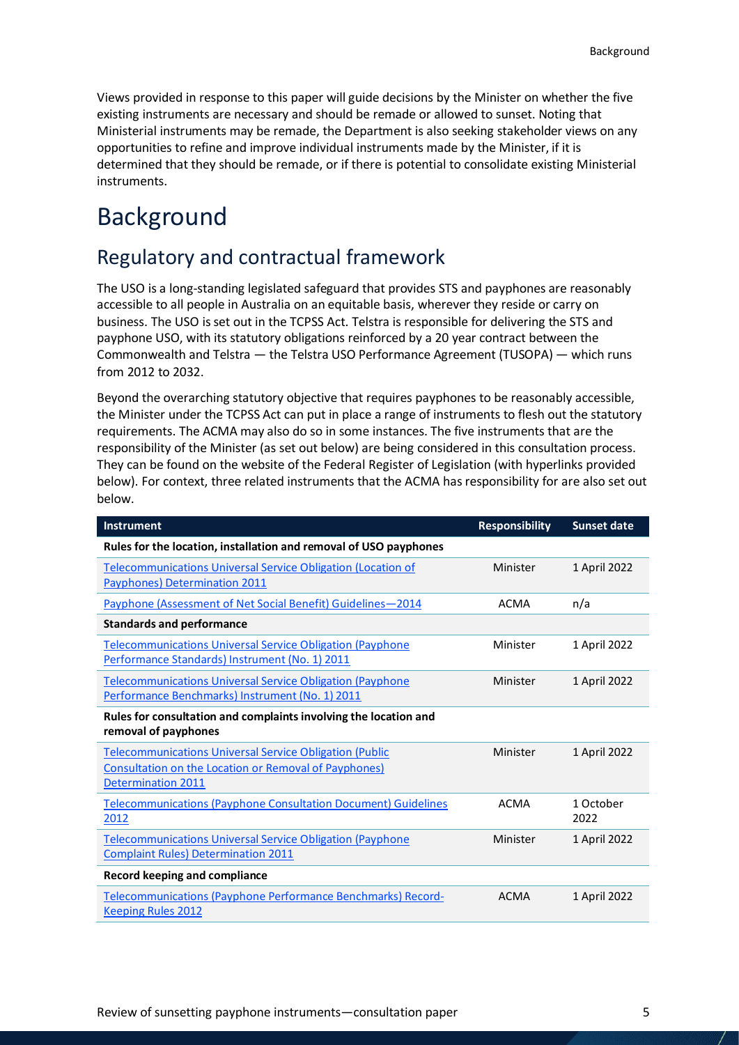Views provided in response to this paper will guide decisions by the Minister on whether the five existing instruments are necessary and should be remade or allowed to sunset. Noting that Ministerial instruments may be remade, the Department is also seeking stakeholder views on any opportunities to refine and improve individual instruments made by the Minister, if it is determined that they should be remade, or if there is potential to consolidate existing Ministerial instruments.

# Background

## Regulatory and contractual framework

The USO is a long-standing legislated safeguard that provides STS and payphones are reasonably accessible to all people in Australia on an equitable basis, wherever they reside or carry on business. The USO is set out in the TCPSS Act. Telstra is responsible for delivering the STS and payphone USO, with its statutory obligations reinforced by a 20 year contract between the Commonwealth and Telstra — the Telstra USO Performance Agreement (TUSOPA) — which runs from 2012 to 2032.

Beyond the overarching statutory objective that requires payphones to be reasonably accessible, the Minister under the TCPSS Act can put in place a range of instruments to flesh out the statutory requirements. The ACMA may also do so in some instances. The five instruments that are the responsibility of the Minister (as set out below) are being considered in this consultation process. They can be found on the website of the Federal Register of Legislation (with hyperlinks provided below). For context, three related instruments that the ACMA has responsibility for are also set out below.

| Instrument | Responsibility | Sunset date |
|---|---|---|
| **Rules for the location, installation and removal of USO payphones** | | |
| Telecommunications Universal Service Obligation (Location of Payphones) Determination 2011 | Minister | 1 April 2022 |
| Payphone (Assessment of Net Social Benefit) Guidelines—2014 | ACMA | n/a |
| **Standards and performance** | | |
| Telecommunications Universal Service Obligation (Payphone Performance Standards) Instrument (No. 1) 2011 | Minister | 1 April 2022 |
| Telecommunications Universal Service Obligation (Payphone Performance Benchmarks) Instrument (No. 1) 2011 | Minister | 1 April 2022 |
| **Rules for consultation and complaints involving the location and removal of payphones** | | |
| Telecommunications Universal Service Obligation (Public Consultation on the Location or Removal of Payphones) Determination 2011 | Minister | 1 April 2022 |
| Telecommunications (Payphone Consultation Document) Guidelines 2012 | ACMA | 1 October 2022 |
| Telecommunications Universal Service Obligation (Payphone Complaint Rules) Determination 2011 | Minister | 1 April 2022 |
| **Record keeping and compliance** | | |
| Telecommunications (Payphone Performance Benchmarks) Record-Keeping Rules 2012 | ACMA | 1 April 2022 |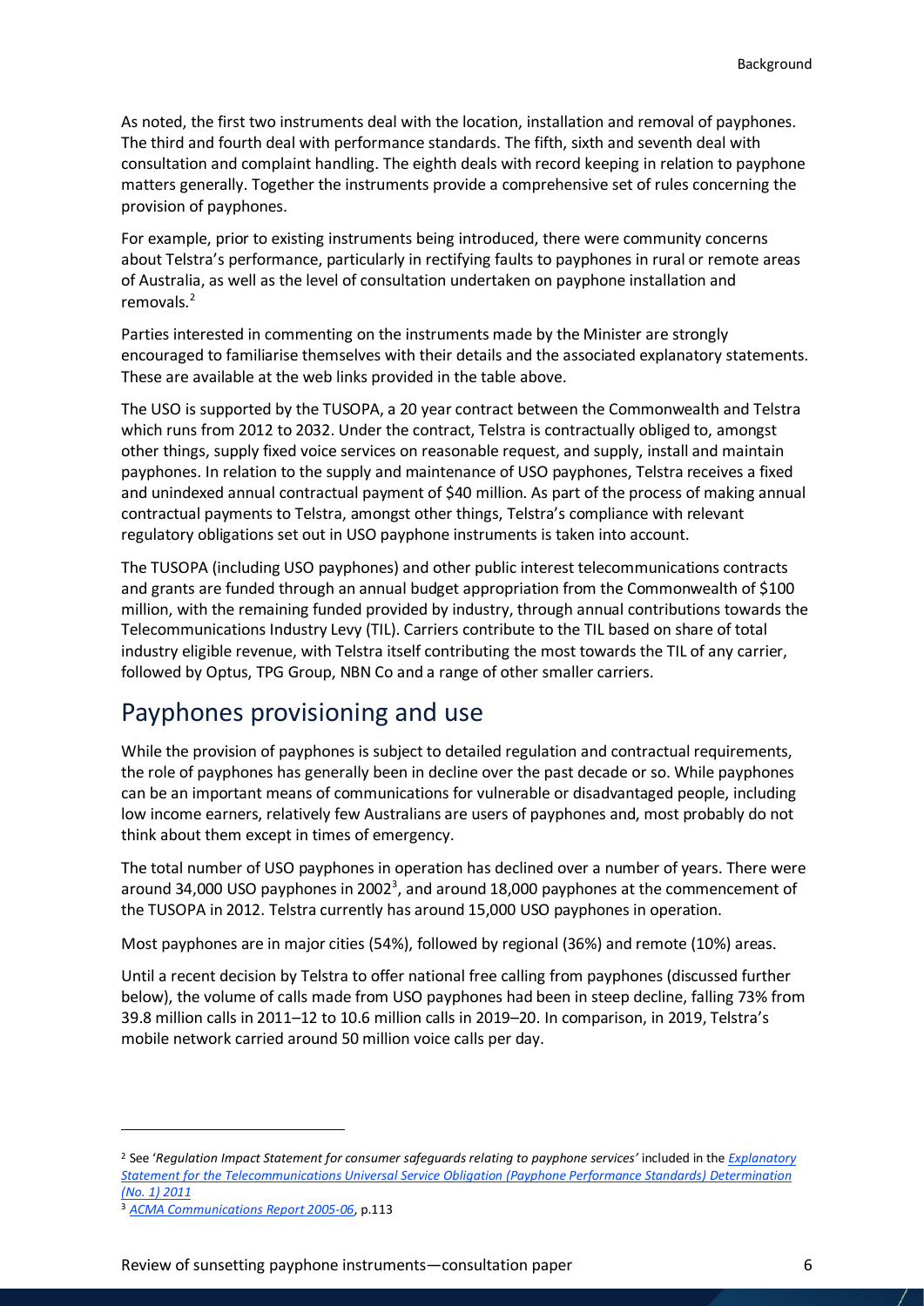As noted, the first two instruments deal with the location, installation and removal of payphones. The third and fourth deal with performance standards. The fifth, sixth and seventh deal with consultation and complaint handling. The eighth deals with record keeping in relation to payphone matters generally. Together the instruments provide a comprehensive set of rules concerning the provision of payphones.

For example, prior to existing instruments being introduced, there were community concerns about Telstra's performance, particularly in rectifying faults to payphones in rural or remote areas of Australia, as well as the level of consultation undertaken on payphone installation and removals.[2]

Parties interested in commenting on the instruments made by the Minister are strongly encouraged to familiarise themselves with their details and the associated explanatory statements. These are available at the web links provided in the table above.

The USO is supported by the TUSOPA, a 20 year contract between the Commonwealth and Telstra which runs from 2012 to 2032. Under the contract, Telstra is contractually obliged to, amongst other things, supply fixed voice services on reasonable request, and supply, install and maintain payphones. In relation to the supply and maintenance of USO payphones, Telstra receives a fixed and unindexed annual contractual payment of $40 million. As part of the process of making annual contractual payments to Telstra, amongst other things, Telstra's compliance with relevant regulatory obligations set out in USO payphone instruments is taken into account.

The TUSOPA (including USO payphones) and other public interest telecommunications contracts and grants are funded through an annual budget appropriation from the Commonwealth of $100 million, with the remaining funded provided by industry, through annual contributions towards the Telecommunications Industry Levy (TIL). Carriers contribute to the TIL based on share of total industry eligible revenue, with Telstra itself contributing the most towards the TIL of any carrier, followed by Optus, TPG Group, NBN Co and a range of other smaller carriers.

## Payphones provisioning and use

While the provision of payphones is subject to detailed regulation and contractual requirements, the role of payphones has generally been in decline over the past decade or so. While payphones can be an important means of communications for vulnerable or disadvantaged people, including low income earners, relatively few Australians are users of payphones and, most probably do not think about them except in times of emergency.

The total number of USO payphones in operation has declined over a number of years. There were around 34,000 USO payphones in 2002[3], and around 18,000 payphones at the commencement of the TUSOPA in 2012. Telstra currently has around 15,000 USO payphones in operation.

Most payphones are in major cities (54%), followed by regional (36%) and remote (10%) areas.

Until a recent decision by Telstra to offer national free calling from payphones (discussed further below), the volume of calls made from USO payphones had been in steep decline, falling 73% from 39.8 million calls in 2011–12 to 10.6 million calls in 2019–20. In comparison, in 2019, Telstra's mobile network carried around 50 million voice calls per day.

---

[2] See '*Regulation Impact Statement for consumer safeguards relating to payphone services'* included in the *Explanatory Statement for the Telecommunications Universal Service Obligation (Payphone Performance Standards) Determination (No. 1) 2011*

[3] *ACMA Communications Report 2005-06*, p.113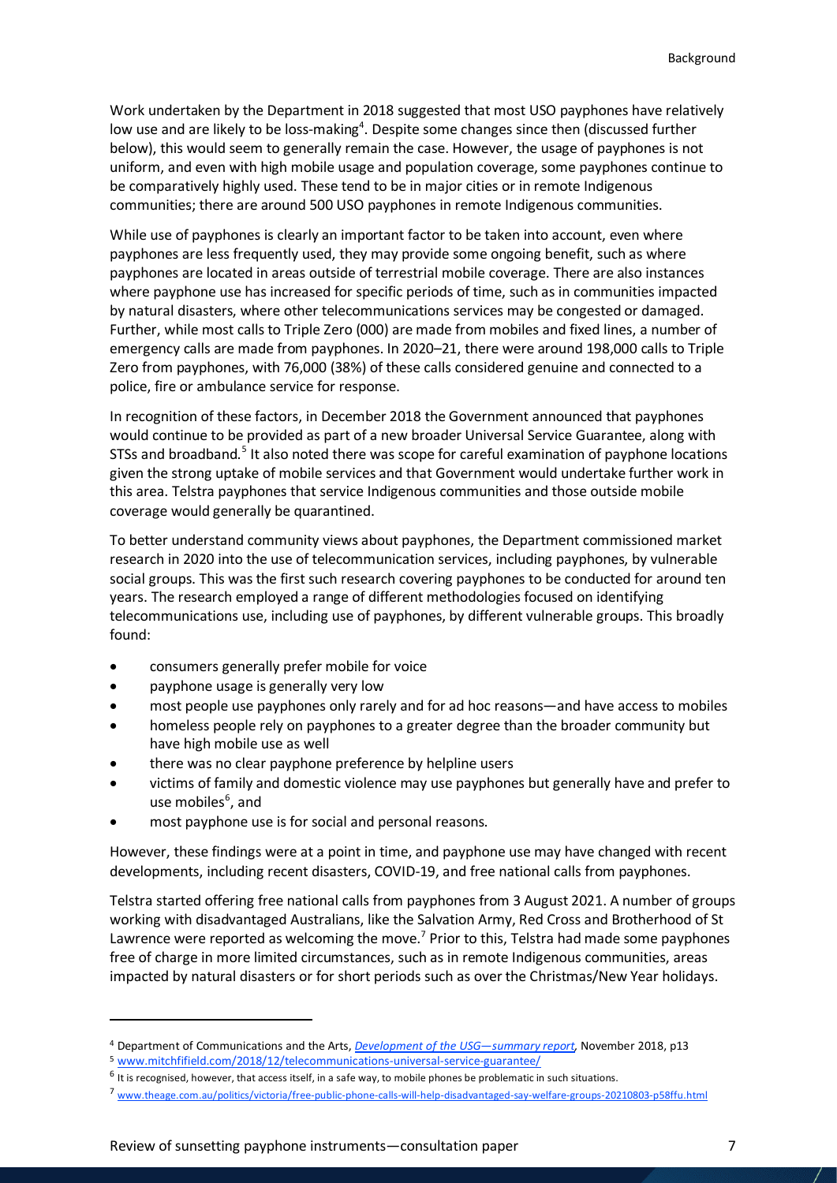Work undertaken by the Department in 2018 suggested that most USO payphones have relatively low use and are likely to be loss-making[4]. Despite some changes since then (discussed further below), this would seem to generally remain the case. However, the usage of payphones is not uniform, and even with high mobile usage and population coverage, some payphones continue to be comparatively highly used. These tend to be in major cities or in remote Indigenous communities; there are around 500 USO payphones in remote Indigenous communities.

While use of payphones is clearly an important factor to be taken into account, even where payphones are less frequently used, they may provide some ongoing benefit, such as where payphones are located in areas outside of terrestrial mobile coverage. There are also instances where payphone use has increased for specific periods of time, such as in communities impacted by natural disasters, where other telecommunications services may be congested or damaged. Further, while most calls to Triple Zero (000) are made from mobiles and fixed lines, a number of emergency calls are made from payphones. In 2020–21, there were around 198,000 calls to Triple Zero from payphones, with 76,000 (38%) of these calls considered genuine and connected to a police, fire or ambulance service for response.

In recognition of these factors, in December 2018 the Government announced that payphones would continue to be provided as part of a new broader Universal Service Guarantee, along with STSs and broadband.[5] It also noted there was scope for careful examination of payphone locations given the strong uptake of mobile services and that Government would undertake further work in this area. Telstra payphones that service Indigenous communities and those outside mobile coverage would generally be quarantined.

To better understand community views about payphones, the Department commissioned market research in 2020 into the use of telecommunication services, including payphones, by vulnerable social groups. This was the first such research covering payphones to be conducted for around ten years. The research employed a range of different methodologies focused on identifying telecommunications use, including use of payphones, by different vulnerable groups. This broadly found:

- consumers generally prefer mobile for voice
- payphone usage is generally very low
- most people use payphones only rarely and for ad hoc reasons—and have access to mobiles
- homeless people rely on payphones to a greater degree than the broader community but have high mobile use as well
- there was no clear payphone preference by helpline users
- victims of family and domestic violence may use payphones but generally have and prefer to use mobiles[6], and
- most payphone use is for social and personal reasons.

However, these findings were at a point in time, and payphone use may have changed with recent developments, including recent disasters, COVID-19, and free national calls from payphones.

Telstra started offering free national calls from payphones from 3 August 2021. A number of groups working with disadvantaged Australians, like the Salvation Army, Red Cross and Brotherhood of St Lawrence were reported as welcoming the move.[7] Prior to this, Telstra had made some payphones free of charge in more limited circumstances, such as in remote Indigenous communities, areas impacted by natural disasters or for short periods such as over the Christmas/New Year holidays.

---

[4] Department of Communications and the Arts, *Development of the USG—summary report*, November 2018, p13

[5] www.mitchfifield.com/2018/12/telecommunications-universal-service-guarantee/

[6] It is recognised, however, that access itself, in a safe way, to mobile phones be problematic in such situations.

[7] www.theage.com.au/politics/victoria/free-public-phone-calls-will-help-disadvantaged-say-welfare-groups-20210803-p58ffu.html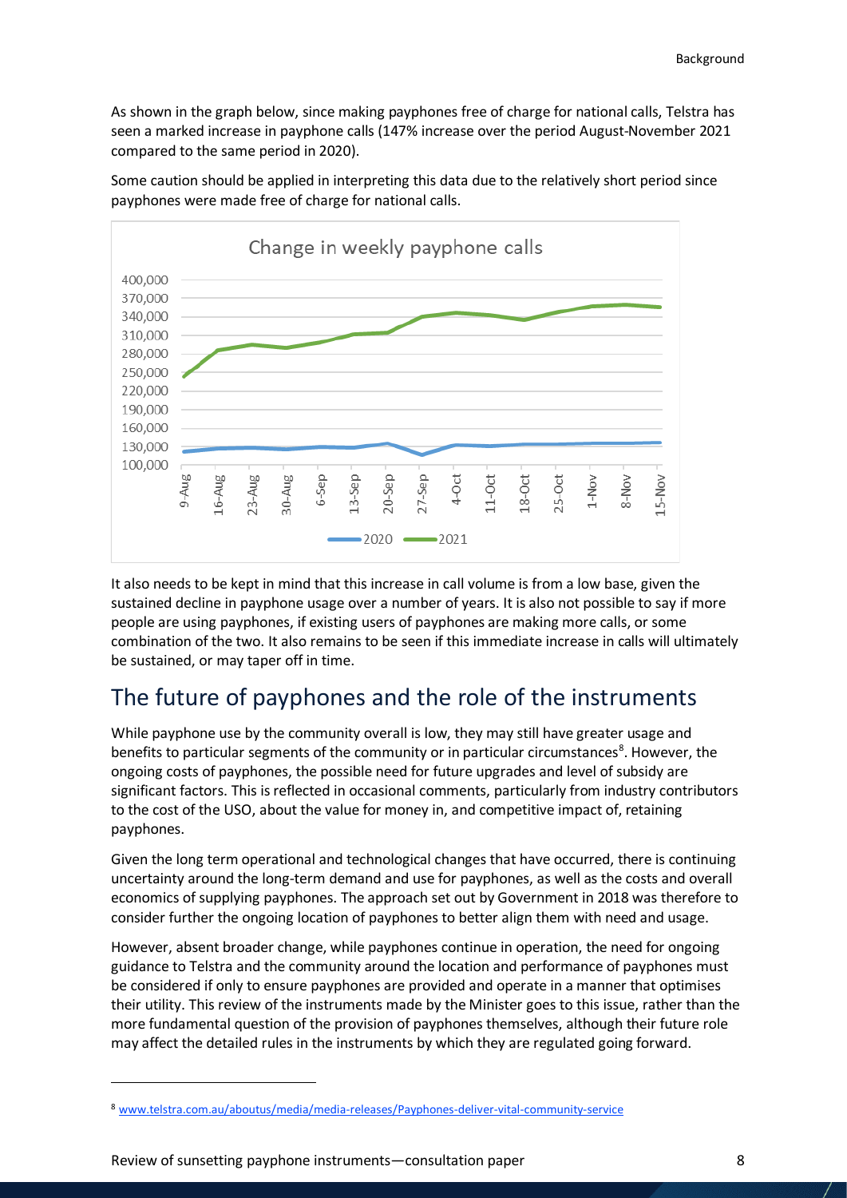As shown in the graph below, since making payphones free of charge for national calls, Telstra has seen a marked increase in payphone calls (147% increase over the period August-November 2021 compared to the same period in 2020).

Some caution should be applied in interpreting this data due to the relatively short period since payphones were made free of charge for national calls.

It also needs to be kept in mind that this increase in call volume is from a low base, given the sustained decline in payphone usage over a number of years. It is also not possible to say if more people are using payphones, if existing users of payphones are making more calls, or some combination of the two. It also remains to be seen if this immediate increase in calls will ultimately be sustained, or may taper off in time.

## The future of payphones and the role of the instruments

While payphone use by the community overall is low, they may still have greater usage and benefits to particular segments of the community or in particular circumstances[8]. However, the ongoing costs of payphones, the possible need for future upgrades and level of subsidy are significant factors. This is reflected in occasional comments, particularly from industry contributors to the cost of the USO, about the value for money in, and competitive impact of, retaining payphones.

Given the long term operational and technological changes that have occurred, there is continuing uncertainty around the long-term demand and use for payphones, as well as the costs and overall economics of supplying payphones. The approach set out by Government in 2018 was therefore to consider further the ongoing location of payphones to better align them with need and usage.

However, absent broader change, while payphones continue in operation, the need for ongoing guidance to Telstra and the community around the location and performance of payphones must be considered if only to ensure payphones are provided and operate in a manner that optimises their utility. This review of the instruments made by the Minister goes to this issue, rather than the more fundamental question of the provision of payphones themselves, although their future role may affect the detailed rules in the instruments by which they are regulated going forward.

[8] www.telstra.com.au/aboutus/media/media-releases/Payphones-deliver-vital-community-service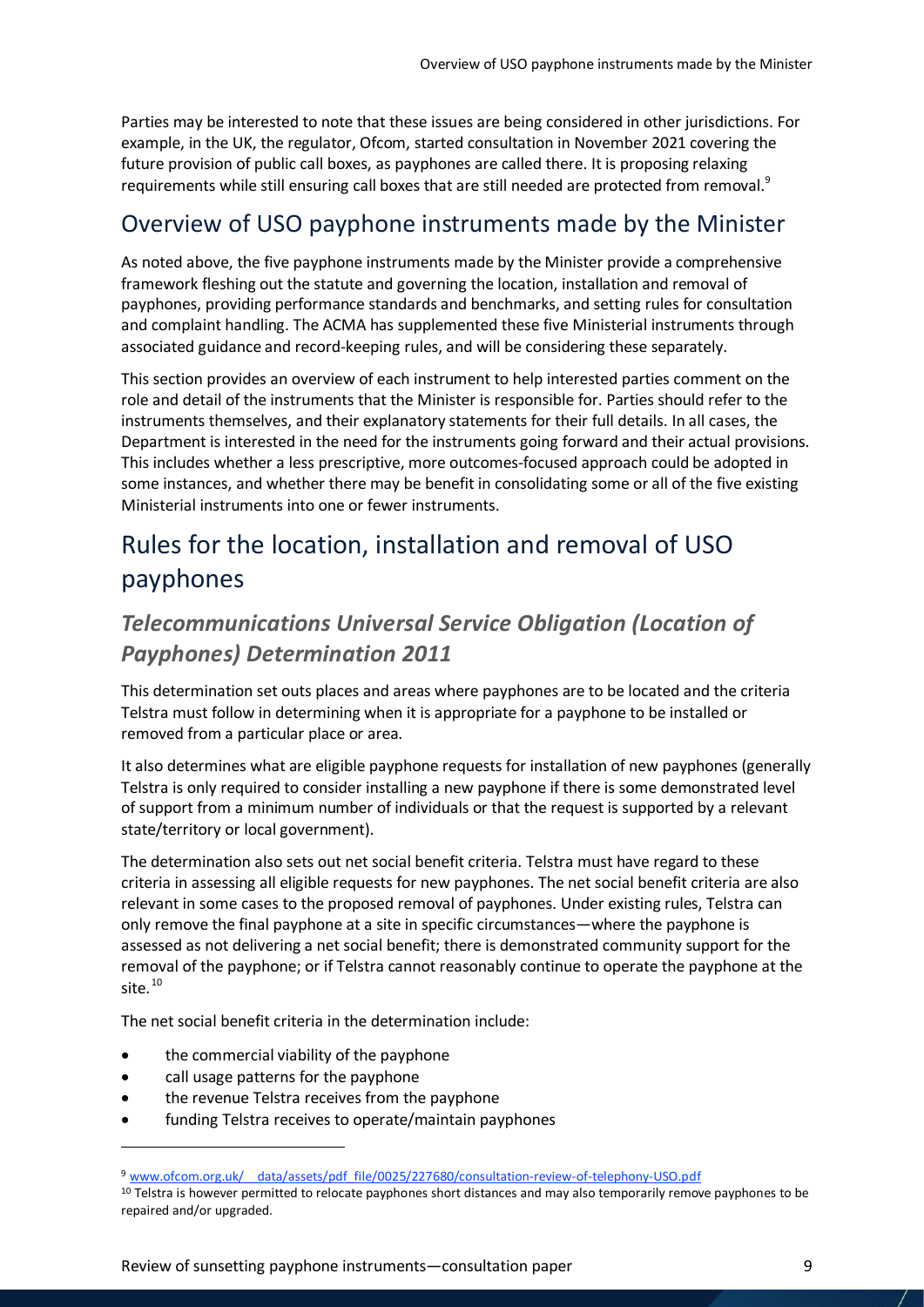Parties may be interested to note that these issues are being considered in other jurisdictions. For example, in the UK, the regulator, Ofcom, started consultation in November 2021 covering the future provision of public call boxes, as payphones are called there. It is proposing relaxing requirements while still ensuring call boxes that are still needed are protected from removal.[9]

## Overview of USO payphone instruments made by the Minister

As noted above, the five payphone instruments made by the Minister provide a comprehensive framework fleshing out the statute and governing the location, installation and removal of payphones, providing performance standards and benchmarks, and setting rules for consultation and complaint handling. The ACMA has supplemented these five Ministerial instruments through associated guidance and record-keeping rules, and will be considering these separately.

This section provides an overview of each instrument to help interested parties comment on the role and detail of the instruments that the Minister is responsible for. Parties should refer to the instruments themselves, and their explanatory statements for their full details. In all cases, the Department is interested in the need for the instruments going forward and their actual provisions. This includes whether a less prescriptive, more outcomes-focused approach could be adopted in some instances, and whether there may be benefit in consolidating some or all of the five existing Ministerial instruments into one or fewer instruments.

# Rules for the location, installation and removal of USO payphones

## *Telecommunications Universal Service Obligation (Location of Payphones) Determination 2011*

This determination set outs places and areas where payphones are to be located and the criteria Telstra must follow in determining when it is appropriate for a payphone to be installed or removed from a particular place or area.

It also determines what are eligible payphone requests for installation of new payphones (generally Telstra is only required to consider installing a new payphone if there is some demonstrated level of support from a minimum number of individuals or that the request is supported by a relevant state/territory or local government).

The determination also sets out net social benefit criteria. Telstra must have regard to these criteria in assessing all eligible requests for new payphones. The net social benefit criteria are also relevant in some cases to the proposed removal of payphones. Under existing rules, Telstra can only remove the final payphone at a site in specific circumstances—where the payphone is assessed as not delivering a net social benefit; there is demonstrated community support for the removal of the payphone; or if Telstra cannot reasonably continue to operate the payphone at the site.[10]

The net social benefit criteria in the determination include:

- the commercial viability of the payphone
- call usage patterns for the payphone
- the revenue Telstra receives from the payphone
- funding Telstra receives to operate/maintain payphones

---

[9] www.ofcom.org.uk/__data/assets/pdf_file/0025/227680/consultation-review-of-telephony-USO.pdf

[10] Telstra is however permitted to relocate payphones short distances and may also temporarily remove payphones to be repaired and/or upgraded.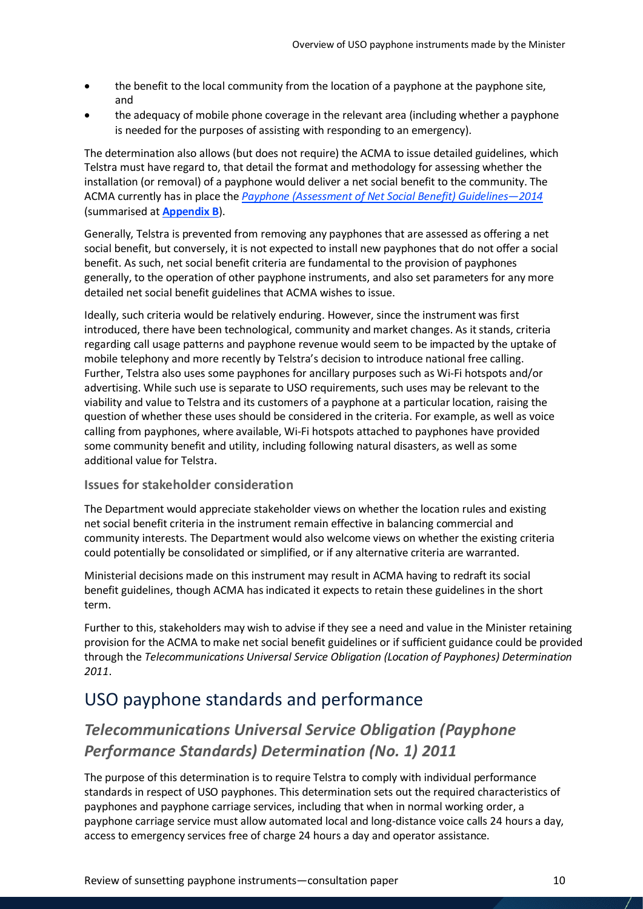- the benefit to the local community from the location of a payphone at the payphone site, and
- the adequacy of mobile phone coverage in the relevant area (including whether a payphone is needed for the purposes of assisting with responding to an emergency).

The determination also allows (but does not require) the ACMA to issue detailed guidelines, which Telstra must have regard to, that detail the format and methodology for assessing whether the installation (or removal) of a payphone would deliver a net social benefit to the community. The ACMA currently has in place the *Payphone (Assessment of Net Social Benefit) Guidelines—2014* (summarised at **Appendix B**).

Generally, Telstra is prevented from removing any payphones that are assessed as offering a net social benefit, but conversely, it is not expected to install new payphones that do not offer a social benefit. As such, net social benefit criteria are fundamental to the provision of payphones generally, to the operation of other payphone instruments, and also set parameters for any more detailed net social benefit guidelines that ACMA wishes to issue.

Ideally, such criteria would be relatively enduring. However, since the instrument was first introduced, there have been technological, community and market changes. As it stands, criteria regarding call usage patterns and payphone revenue would seem to be impacted by the uptake of mobile telephony and more recently by Telstra's decision to introduce national free calling. Further, Telstra also uses some payphones for ancillary purposes such as Wi-Fi hotspots and/or advertising. While such use is separate to USO requirements, such uses may be relevant to the viability and value to Telstra and its customers of a payphone at a particular location, raising the question of whether these uses should be considered in the criteria. For example, as well as voice calling from payphones, where available, Wi-Fi hotspots attached to payphones have provided some community benefit and utility, including following natural disasters, as well as some additional value for Telstra.

### Issues for stakeholder consideration

The Department would appreciate stakeholder views on whether the location rules and existing net social benefit criteria in the instrument remain effective in balancing commercial and community interests. The Department would also welcome views on whether the existing criteria could potentially be consolidated or simplified, or if any alternative criteria are warranted.

Ministerial decisions made on this instrument may result in ACMA having to redraft its social benefit guidelines, though ACMA has indicated it expects to retain these guidelines in the short term.

Further to this, stakeholders may wish to advise if they see a need and value in the Minister retaining provision for the ACMA to make net social benefit guidelines or if sufficient guidance could be provided through the *Telecommunications Universal Service Obligation (Location of Payphones) Determination 2011*.

# USO payphone standards and performance

## *Telecommunications Universal Service Obligation (Payphone Performance Standards) Determination (No. 1) 2011*

The purpose of this determination is to require Telstra to comply with individual performance standards in respect of USO payphones. This determination sets out the required characteristics of payphones and payphone carriage services, including that when in normal working order, a payphone carriage service must allow automated local and long-distance voice calls 24 hours a day, access to emergency services free of charge 24 hours a day and operator assistance.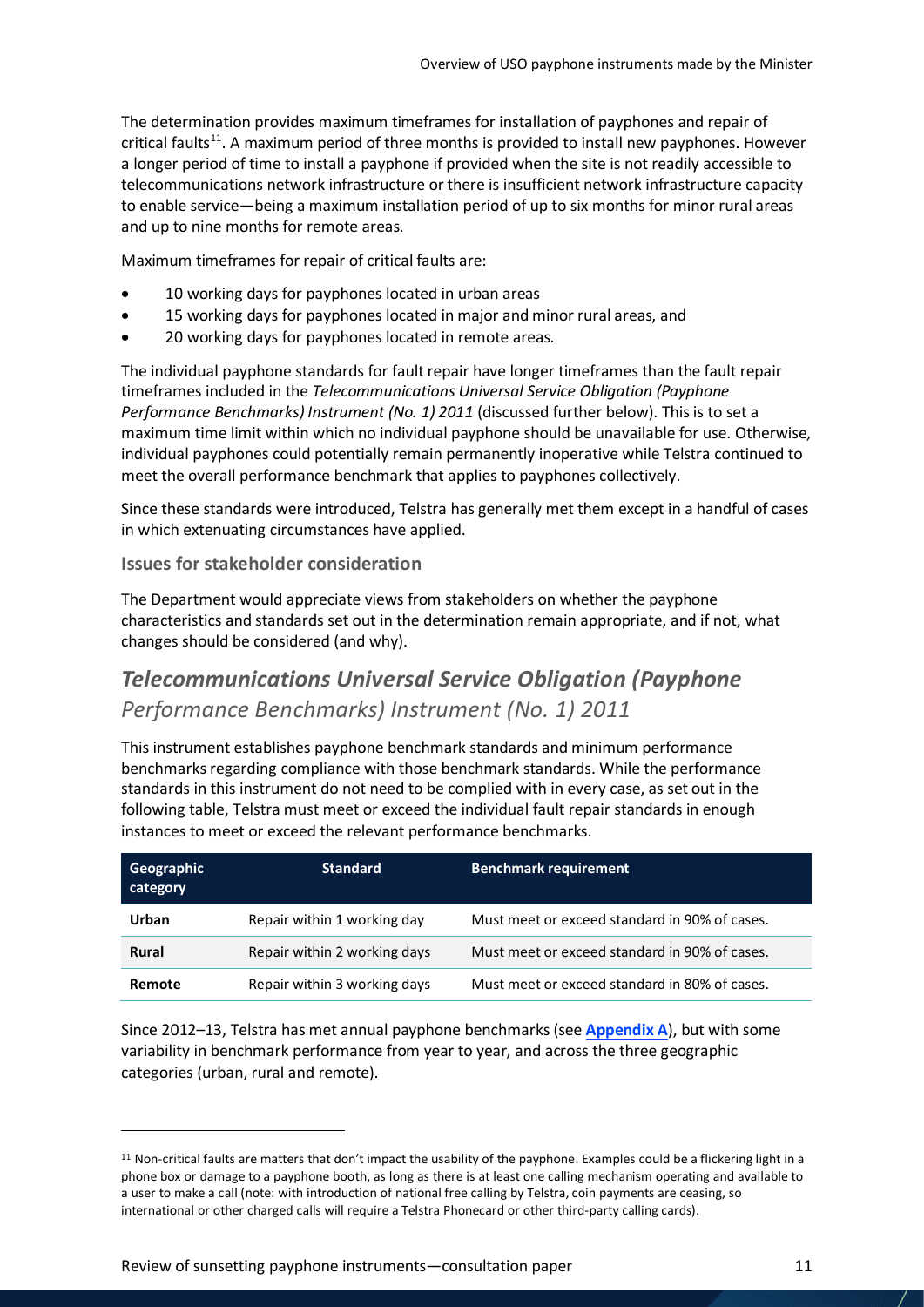The determination provides maximum timeframes for installation of payphones and repair of critical faults[11]. A maximum period of three months is provided to install new payphones. However a longer period of time to install a payphone if provided when the site is not readily accessible to telecommunications network infrastructure or there is insufficient network infrastructure capacity to enable service—being a maximum installation period of up to six months for minor rural areas and up to nine months for remote areas.

Maximum timeframes for repair of critical faults are:

- 10 working days for payphones located in urban areas
- 15 working days for payphones located in major and minor rural areas, and
- 20 working days for payphones located in remote areas.

The individual payphone standards for fault repair have longer timeframes than the fault repair timeframes included in the *Telecommunications Universal Service Obligation (Payphone Performance Benchmarks) Instrument (No. 1) 2011* (discussed further below). This is to set a maximum time limit within which no individual payphone should be unavailable for use. Otherwise, individual payphones could potentially remain permanently inoperative while Telstra continued to meet the overall performance benchmark that applies to payphones collectively.

Since these standards were introduced, Telstra has generally met them except in a handful of cases in which extenuating circumstances have applied.

### Issues for stakeholder consideration

The Department would appreciate views from stakeholders on whether the payphone characteristics and standards set out in the determination remain appropriate, and if not, what changes should be considered (and why).

## *Telecommunications Universal Service Obligation (Payphone Performance Benchmarks) Instrument (No. 1) 2011*

This instrument establishes payphone benchmark standards and minimum performance benchmarks regarding compliance with those benchmark standards. While the performance standards in this instrument do not need to be complied with in every case, as set out in the following table, Telstra must meet or exceed the individual fault repair standards in enough instances to meet or exceed the relevant performance benchmarks.

| Geographic category | Standard | Benchmark requirement |
|---|---|---|
| **Urban** | Repair within 1 working day | Must meet or exceed standard in 90% of cases. |
| **Rural** | Repair within 2 working days | Must meet or exceed standard in 90% of cases. |
| **Remote** | Repair within 3 working days | Must meet or exceed standard in 80% of cases. |

Since 2012–13, Telstra has met annual payphone benchmarks (see **Appendix A**), but with some variability in benchmark performance from year to year, and across the three geographic categories (urban, rural and remote).

[11] Non-critical faults are matters that don't impact the usability of the payphone. Examples could be a flickering light in a phone box or damage to a payphone booth, as long as there is at least one calling mechanism operating and available to a user to make a call (note: with introduction of national free calling by Telstra, coin payments are ceasing, so international or other charged calls will require a Telstra Phonecard or other third-party calling cards).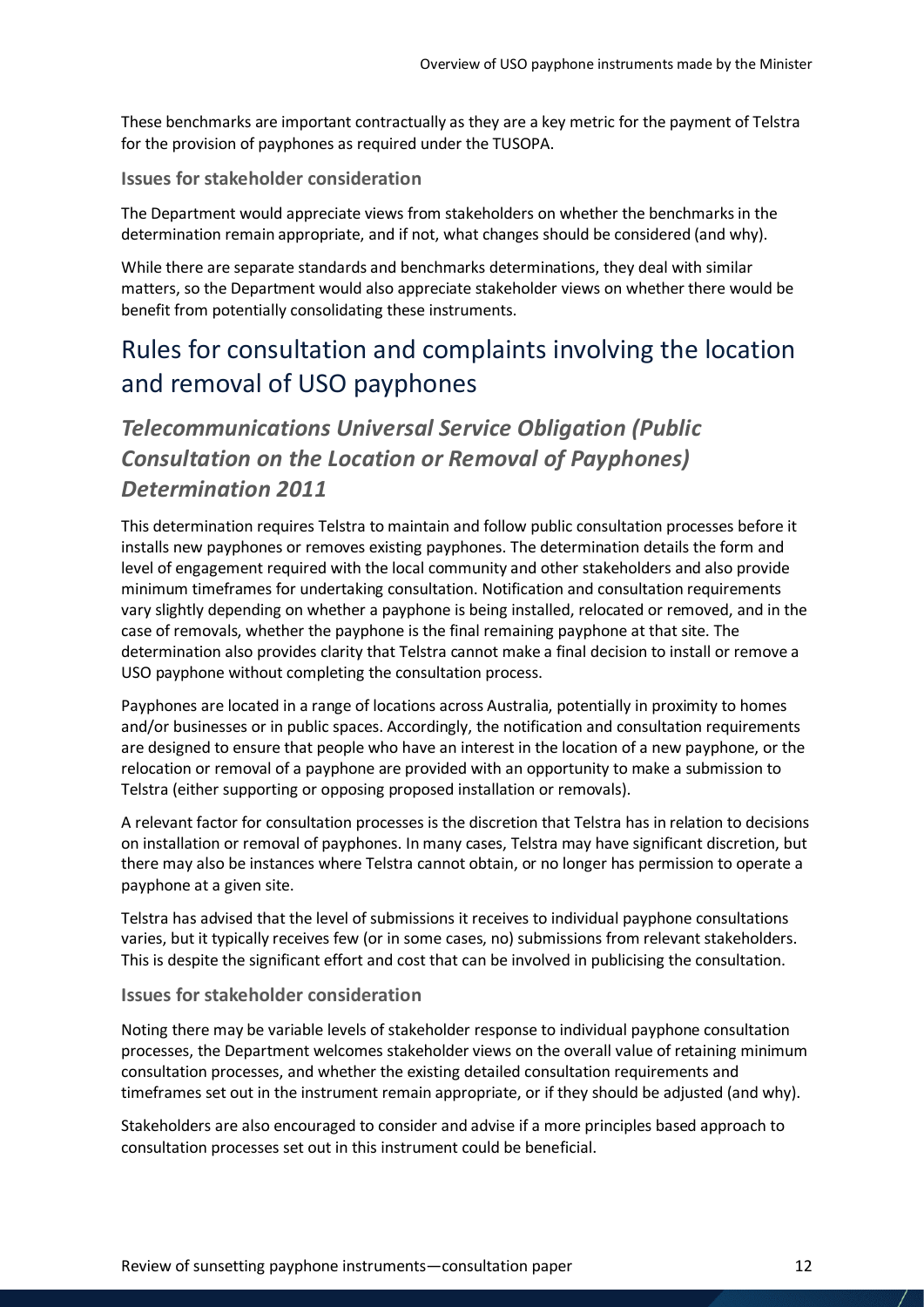These benchmarks are important contractually as they are a key metric for the payment of Telstra for the provision of payphones as required under the TUSOPA.

### Issues for stakeholder consideration

The Department would appreciate views from stakeholders on whether the benchmarks in the determination remain appropriate, and if not, what changes should be considered (and why).

While there are separate standards and benchmarks determinations, they deal with similar matters, so the Department would also appreciate stakeholder views on whether there would be benefit from potentially consolidating these instruments.

# Rules for consultation and complaints involving the location and removal of USO payphones

## *Telecommunications Universal Service Obligation (Public Consultation on the Location or Removal of Payphones) Determination 2011*

This determination requires Telstra to maintain and follow public consultation processes before it installs new payphones or removes existing payphones. The determination details the form and level of engagement required with the local community and other stakeholders and also provide minimum timeframes for undertaking consultation. Notification and consultation requirements vary slightly depending on whether a payphone is being installed, relocated or removed, and in the case of removals, whether the payphone is the final remaining payphone at that site. The determination also provides clarity that Telstra cannot make a final decision to install or remove a USO payphone without completing the consultation process.

Payphones are located in a range of locations across Australia, potentially in proximity to homes and/or businesses or in public spaces. Accordingly, the notification and consultation requirements are designed to ensure that people who have an interest in the location of a new payphone, or the relocation or removal of a payphone are provided with an opportunity to make a submission to Telstra (either supporting or opposing proposed installation or removals).

A relevant factor for consultation processes is the discretion that Telstra has in relation to decisions on installation or removal of payphones. In many cases, Telstra may have significant discretion, but there may also be instances where Telstra cannot obtain, or no longer has permission to operate a payphone at a given site.

Telstra has advised that the level of submissions it receives to individual payphone consultations varies, but it typically receives few (or in some cases, no) submissions from relevant stakeholders. This is despite the significant effort and cost that can be involved in publicising the consultation.

### Issues for stakeholder consideration

Noting there may be variable levels of stakeholder response to individual payphone consultation processes, the Department welcomes stakeholder views on the overall value of retaining minimum consultation processes, and whether the existing detailed consultation requirements and timeframes set out in the instrument remain appropriate, or if they should be adjusted (and why).

Stakeholders are also encouraged to consider and advise if a more principles based approach to consultation processes set out in this instrument could be beneficial.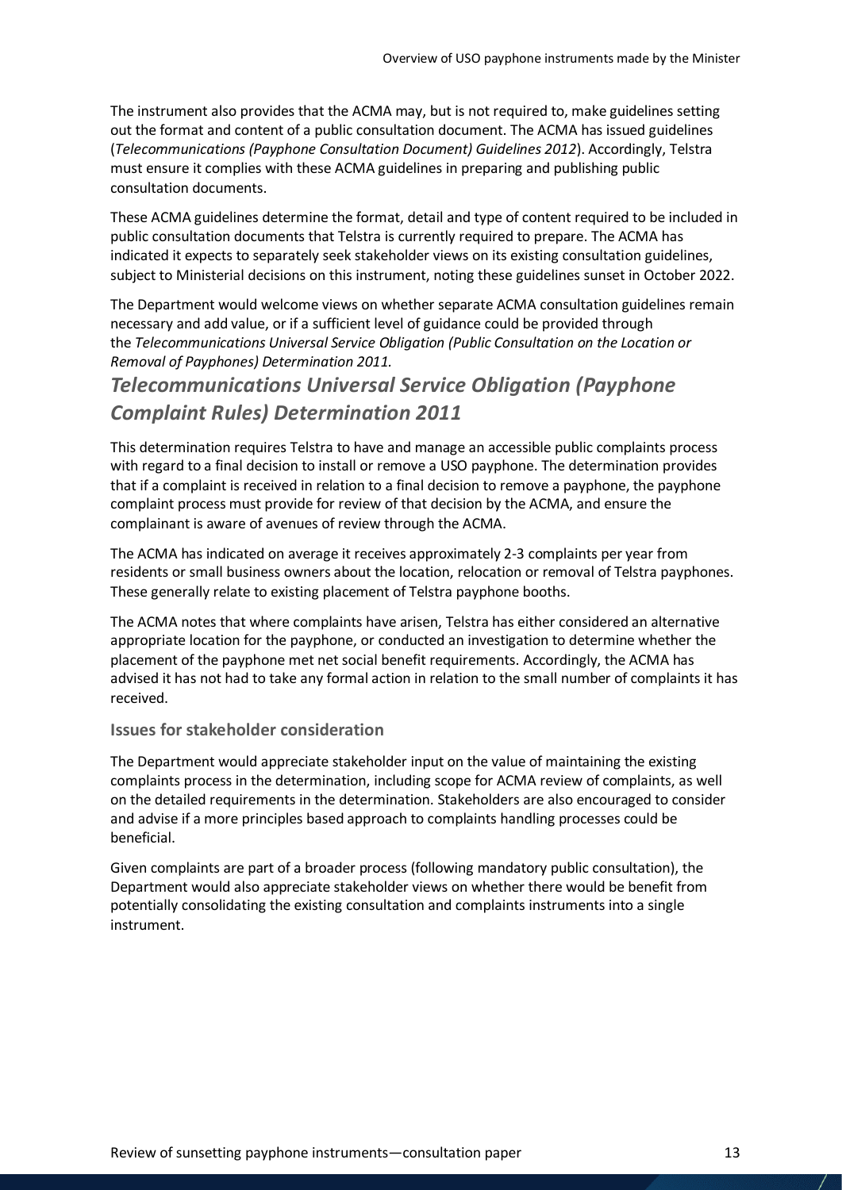The instrument also provides that the ACMA may, but is not required to, make guidelines setting out the format and content of a public consultation document. The ACMA has issued guidelines (*Telecommunications (Payphone Consultation Document) Guidelines 2012*). Accordingly, Telstra must ensure it complies with these ACMA guidelines in preparing and publishing public consultation documents.

These ACMA guidelines determine the format, detail and type of content required to be included in public consultation documents that Telstra is currently required to prepare. The ACMA has indicated it expects to separately seek stakeholder views on its existing consultation guidelines, subject to Ministerial decisions on this instrument, noting these guidelines sunset in October 2022.

The Department would welcome views on whether separate ACMA consultation guidelines remain necessary and add value, or if a sufficient level of guidance could be provided through the *Telecommunications Universal Service Obligation (Public Consultation on the Location or Removal of Payphones) Determination 2011.*

## *Telecommunications Universal Service Obligation (Payphone Complaint Rules) Determination 2011*

This determination requires Telstra to have and manage an accessible public complaints process with regard to a final decision to install or remove a USO payphone. The determination provides that if a complaint is received in relation to a final decision to remove a payphone, the payphone complaint process must provide for review of that decision by the ACMA, and ensure the complainant is aware of avenues of review through the ACMA.

The ACMA has indicated on average it receives approximately 2-3 complaints per year from residents or small business owners about the location, relocation or removal of Telstra payphones. These generally relate to existing placement of Telstra payphone booths.

The ACMA notes that where complaints have arisen, Telstra has either considered an alternative appropriate location for the payphone, or conducted an investigation to determine whether the placement of the payphone met net social benefit requirements. Accordingly, the ACMA has advised it has not had to take any formal action in relation to the small number of complaints it has received.

### Issues for stakeholder consideration

The Department would appreciate stakeholder input on the value of maintaining the existing complaints process in the determination, including scope for ACMA review of complaints, as well on the detailed requirements in the determination. Stakeholders are also encouraged to consider and advise if a more principles based approach to complaints handling processes could be beneficial.

Given complaints are part of a broader process (following mandatory public consultation), the Department would also appreciate stakeholder views on whether there would be benefit from potentially consolidating the existing consultation and complaints instruments into a single instrument.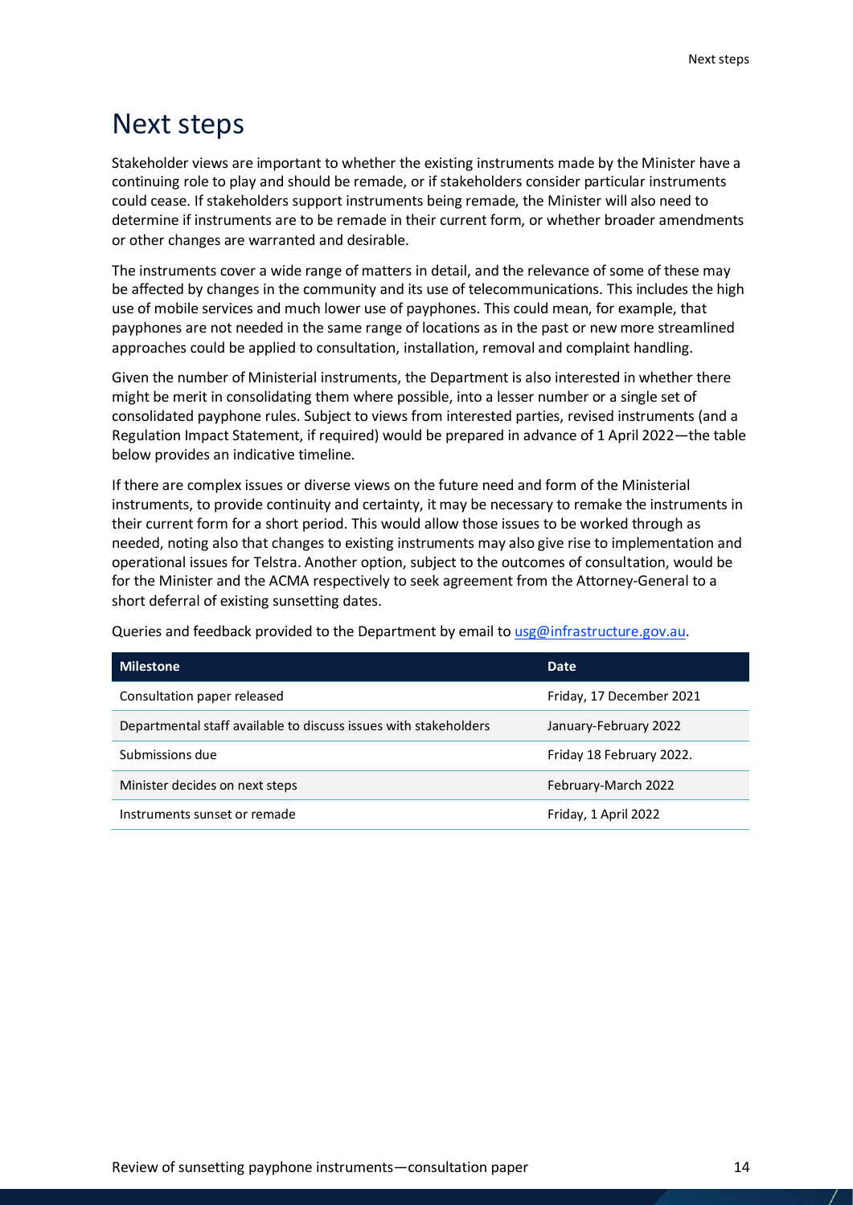# Next steps

Stakeholder views are important to whether the existing instruments made by the Minister have a continuing role to play and should be remade, or if stakeholders consider particular instruments could cease. If stakeholders support instruments being remade, the Minister will also need to determine if instruments are to be remade in their current form, or whether broader amendments or other changes are warranted and desirable.

The instruments cover a wide range of matters in detail, and the relevance of some of these may be affected by changes in the community and its use of telecommunications. This includes the high use of mobile services and much lower use of payphones. This could mean, for example, that payphones are not needed in the same range of locations as in the past or new more streamlined approaches could be applied to consultation, installation, removal and complaint handling.

Given the number of Ministerial instruments, the Department is also interested in whether there might be merit in consolidating them where possible, into a lesser number or a single set of consolidated payphone rules. Subject to views from interested parties, revised instruments (and a Regulation Impact Statement, if required) would be prepared in advance of 1 April 2022—the table below provides an indicative timeline.

If there are complex issues or diverse views on the future need and form of the Ministerial instruments, to provide continuity and certainty, it may be necessary to remake the instruments in their current form for a short period. This would allow those issues to be worked through as needed, noting also that changes to existing instruments may also give rise to implementation and operational issues for Telstra. Another option, subject to the outcomes of consultation, would be for the Minister and the ACMA respectively to seek agreement from the Attorney-General to a short deferral of existing sunsetting dates.

Queries and feedback provided to the Department by email to usg@infrastructure.gov.au.

| Milestone | Date |
|---|---|
| Consultation paper released | Friday, 17 December 2021 |
| Departmental staff available to discuss issues with stakeholders | January-February 2022 |
| Submissions due | Friday 18 February 2022. |
| Minister decides on next steps | February-March 2022 |
| Instruments sunset or remade | Friday, 1 April 2022 |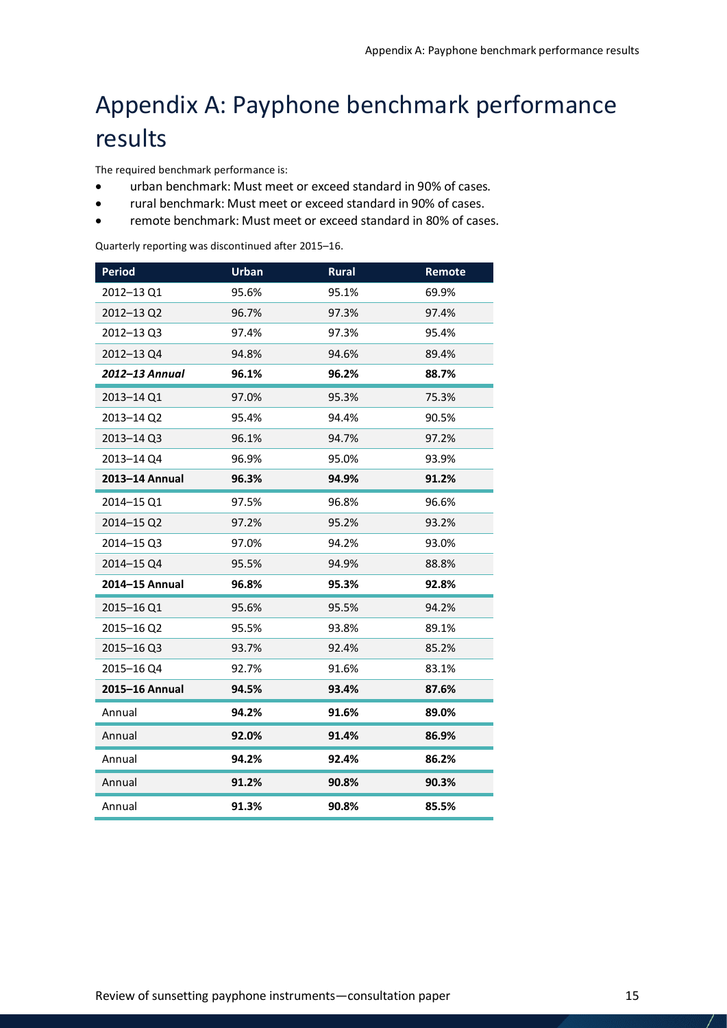# Appendix A: Payphone benchmark performance results

The required benchmark performance is:

- urban benchmark: Must meet or exceed standard in 90% of cases.
- rural benchmark: Must meet or exceed standard in 90% of cases.
- remote benchmark: Must meet or exceed standard in 80% of cases.

Quarterly reporting was discontinued after 2015–16.

| Period | Urban | Rural | Remote |
|---|---|---|---|
| 2012–13 Q1 | 95.6% | 95.1% | 69.9% |
| 2012–13 Q2 | 96.7% | 97.3% | 97.4% |
| 2012–13 Q3 | 97.4% | 97.3% | 95.4% |
| 2012–13 Q4 | 94.8% | 94.6% | 89.4% |
| ***2012–13 Annual*** | **96.1%** | **96.2%** | **88.7%** |
| 2013–14 Q1 | 97.0% | 95.3% | 75.3% |
| 2013–14 Q2 | 95.4% | 94.4% | 90.5% |
| 2013–14 Q3 | 96.1% | 94.7% | 97.2% |
| 2013–14 Q4 | 96.9% | 95.0% | 93.9% |
| **2013–14 Annual** | **96.3%** | **94.9%** | **91.2%** |
| 2014–15 Q1 | 97.5% | 96.8% | 96.6% |
| 2014–15 Q2 | 97.2% | 95.2% | 93.2% |
| 2014–15 Q3 | 97.0% | 94.2% | 93.0% |
| 2014–15 Q4 | 95.5% | 94.9% | 88.8% |
| **2014–15 Annual** | **96.8%** | **95.3%** | **92.8%** |
| 2015–16 Q1 | 95.6% | 95.5% | 94.2% |
| 2015–16 Q2 | 95.5% | 93.8% | 89.1% |
| 2015–16 Q3 | 93.7% | 92.4% | 85.2% |
| 2015–16 Q4 | 92.7% | 91.6% | 83.1% |
| **2015–16 Annual** | **94.5%** | **93.4%** | **87.6%** |
| Annual | **94.2%** | **91.6%** | **89.0%** |
| Annual | **92.0%** | **91.4%** | **86.9%** |
| Annual | **94.2%** | **92.4%** | **86.2%** |
| Annual | **91.2%** | **90.8%** | **90.3%** |
| Annual | **91.3%** | **90.8%** | **85.5%** |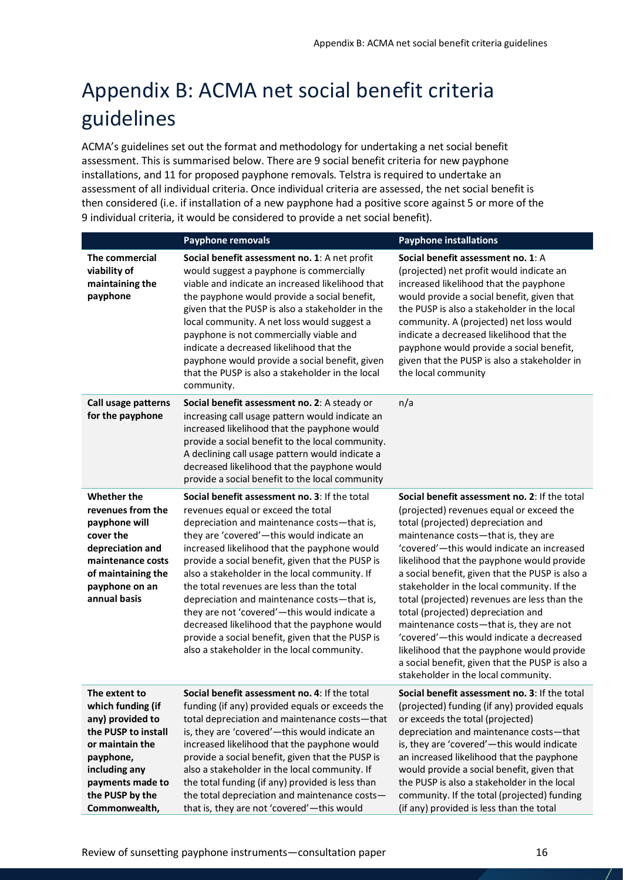# Appendix B: ACMA net social benefit criteria guidelines

ACMA's guidelines set out the format and methodology for undertaking a net social benefit assessment. This is summarised below. There are 9 social benefit criteria for new payphone installations, and 11 for proposed payphone removals. Telstra is required to undertake an assessment of all individual criteria. Once individual criteria are assessed, the net social benefit is then considered (i.e. if installation of a new payphone had a positive score against 5 or more of the 9 individual criteria, it would be considered to provide a net social benefit).

| | Payphone removals | Payphone installations |
|---|---|---|
| **The commercial viability of maintaining the payphone** | **Social benefit assessment no. 1**: A net profit would suggest a payphone is commercially viable and indicate an increased likelihood that the payphone would provide a social benefit, given that the PUSP is also a stakeholder in the local community. A net loss would suggest a payphone is not commercially viable and indicate a decreased likelihood that the payphone would provide a social benefit, given that the PUSP is also a stakeholder in the local community. | **Social benefit assessment no. 1**: A (projected) net profit would indicate an increased likelihood that the payphone would provide a social benefit, given that the PUSP is also a stakeholder in the local community. A (projected) net loss would indicate a decreased likelihood that the payphone would provide a social benefit, given that the PUSP is also a stakeholder in the local community |
| **Call usage patterns for the payphone** | **Social benefit assessment no. 2**: A steady or increasing call usage pattern would indicate an increased likelihood that the payphone would provide a social benefit to the local community. A declining call usage pattern would indicate a decreased likelihood that the payphone would provide a social benefit to the local community | n/a |
| **Whether the revenues from the payphone will cover the depreciation and maintenance costs of maintaining the payphone on an annual basis** | **Social benefit assessment no. 3**: If the total revenues equal or exceed the total depreciation and maintenance costs—that is, they are 'covered'—this would indicate an increased likelihood that the payphone would provide a social benefit, given that the PUSP is also a stakeholder in the local community. If the total revenues are less than the total depreciation and maintenance costs—that is, they are not 'covered'—this would indicate a decreased likelihood that the payphone would provide a social benefit, given that the PUSP is also a stakeholder in the local community. | **Social benefit assessment no. 2**: If the total (projected) revenues equal or exceed the total (projected) depreciation and maintenance costs—that is, they are 'covered'—this would indicate an increased likelihood that the payphone would provide a social benefit, given that the PUSP is also a stakeholder in the local community. If the total (projected) revenues are less than the total (projected) depreciation and maintenance costs—that is, they are not 'covered'—this would indicate a decreased likelihood that the payphone would provide a social benefit, given that the PUSP is also a stakeholder in the local community. |
| **The extent to which funding (if any) provided to the PUSP to install or maintain the payphone, including any payments made to the PUSP by the Commonwealth,** | **Social benefit assessment no. 4**: If the total funding (if any) provided equals or exceeds the total depreciation and maintenance costs—that is, they are 'covered'—this would indicate an increased likelihood that the payphone would provide a social benefit, given that the PUSP is also a stakeholder in the local community. If the total funding (if any) provided is less than the total depreciation and maintenance costs—that is, they are not 'covered'—this would | **Social benefit assessment no. 3**: If the total (projected) funding (if any) provided equals or exceeds the total (projected) depreciation and maintenance costs—that is, they are 'covered'—this would indicate an increased likelihood that the payphone would provide a social benefit, given that the PUSP is also a stakeholder in the local community. If the total (projected) funding (if any) provided is less than the total |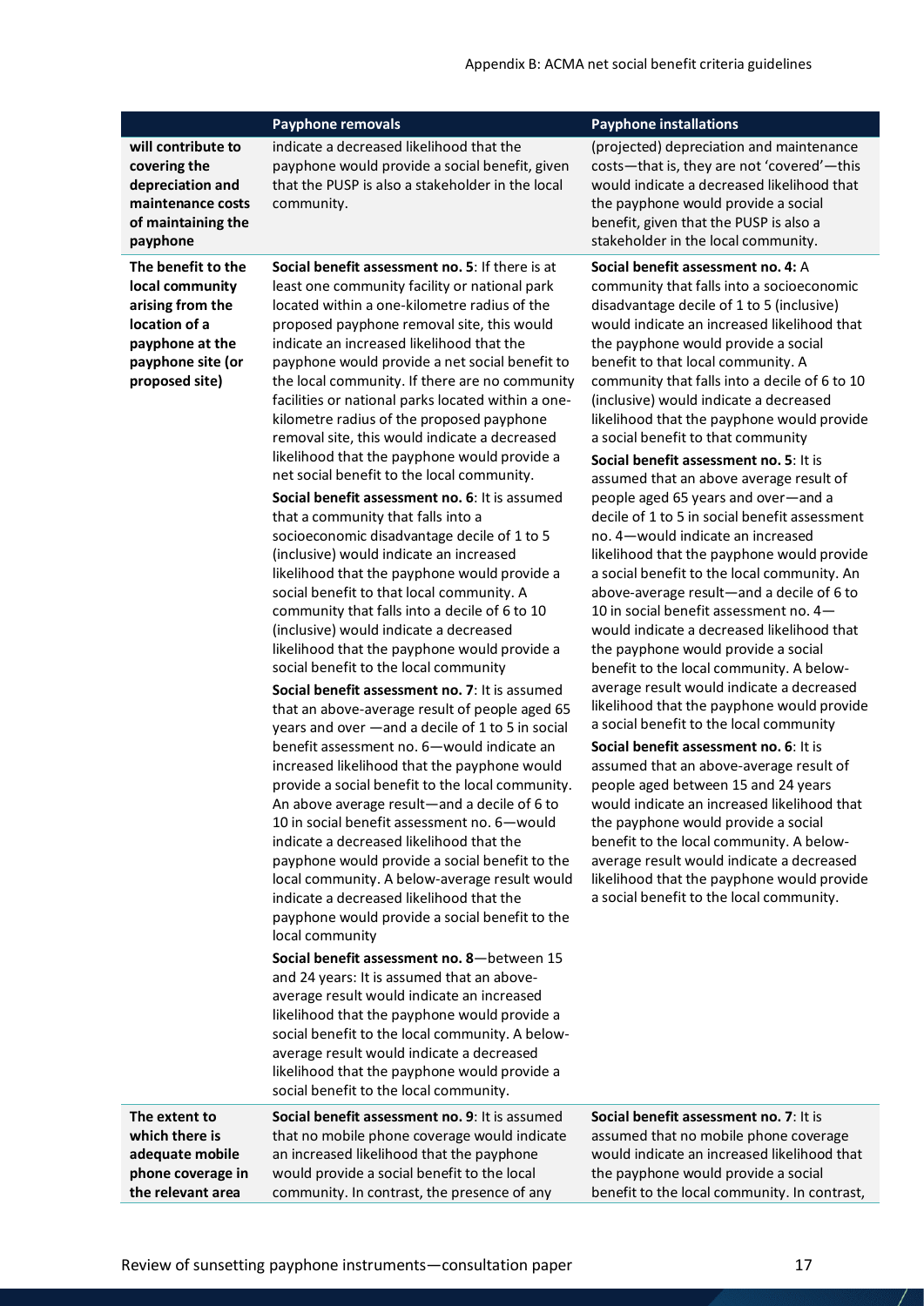| | Payphone removals | Payphone installations |
|---|---|---|
| **will contribute to covering the depreciation and maintenance costs of maintaining the payphone** | indicate a decreased likelihood that the payphone would provide a social benefit, given that the PUSP is also a stakeholder in the local community. | (projected) depreciation and maintenance costs—that is, they are not 'covered'—this would indicate a decreased likelihood that the payphone would provide a social benefit, given that the PUSP is also a stakeholder in the local community. |
| **The benefit to the local community arising from the location of a payphone at the payphone site (or proposed site)** | **Social benefit assessment no. 5**: If there is at least one community facility or national park located within a one-kilometre radius of the proposed payphone removal site, this would indicate an increased likelihood that the payphone would provide a net social benefit to the local community. If there are no community facilities or national parks located within a one-kilometre radius of the proposed payphone removal site, this would indicate a decreased likelihood that the payphone would provide a net social benefit to the local community.<br><br>**Social benefit assessment no. 6**: It is assumed that a community that falls into a socioeconomic disadvantage decile of 1 to 5 (inclusive) would indicate an increased likelihood that the payphone would provide a social benefit to that local community. A community that falls into a decile of 6 to 10 (inclusive) would indicate a decreased likelihood that the payphone would provide a social benefit to the local community<br><br>**Social benefit assessment no. 7**: It is assumed that an above-average result of people aged 65 years and over —and a decile of 1 to 5 in social benefit assessment no. 6—would indicate an increased likelihood that the payphone would provide a social benefit to the local community. An above average result—and a decile of 6 to 10 in social benefit assessment no. 6—would indicate a decreased likelihood that the payphone would provide a social benefit to the local community. A below-average result would indicate a decreased likelihood that the payphone would provide a social benefit to the local community<br><br>**Social benefit assessment no. 8**—between 15 and 24 years: It is assumed that an above-average result would indicate an increased likelihood that the payphone would provide a social benefit to the local community. A below-average result would indicate a decreased likelihood that the payphone would provide a social benefit to the local community. | **Social benefit assessment no. 4:** A community that falls into a socioeconomic disadvantage decile of 1 to 5 (inclusive) would indicate an increased likelihood that the payphone would provide a social benefit to that local community. A community that falls into a decile of 6 to 10 (inclusive) would indicate a decreased likelihood that the payphone would provide a social benefit to that community<br><br>**Social benefit assessment no. 5**: It is assumed that an above average result of people aged 65 years and over—and a decile of 1 to 5 in social benefit assessment no. 4—would indicate an increased likelihood that the payphone would provide a social benefit to the local community. An above-average result—and a decile of 6 to 10 in social benefit assessment no. 4—would indicate a decreased likelihood that the payphone would provide a social benefit to the local community. A below-average result would indicate a decreased likelihood that the payphone would provide a social benefit to the local community<br><br>**Social benefit assessment no. 6**: It is assumed that an above-average result of people aged between 15 and 24 years would indicate an increased likelihood that the payphone would provide a social benefit to the local community. A below-average result would indicate a decreased likelihood that the payphone would provide a social benefit to the local community. |
| **The extent to which there is adequate mobile phone coverage in the relevant area** | **Social benefit assessment no. 9**: It is assumed that no mobile phone coverage would indicate an increased likelihood that the payphone would provide a social benefit to the local community. In contrast, the presence of any | **Social benefit assessment no. 7**: It is assumed that no mobile phone coverage would indicate an increased likelihood that the payphone would provide a social benefit to the local community. In contrast, |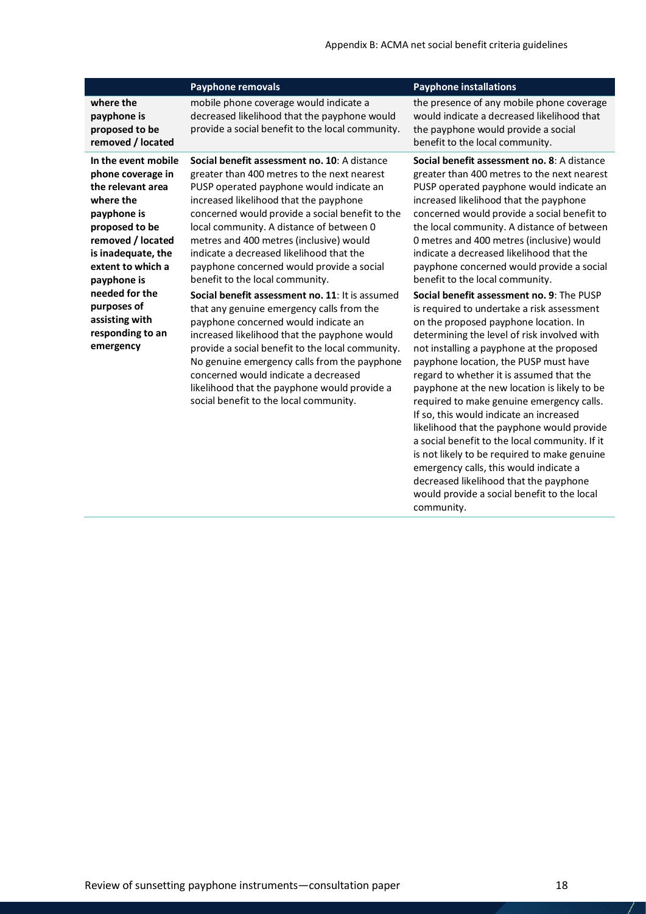| | Payphone removals | Payphone installations |
|---|---|---|
| **where the payphone is proposed to be removed / located** | mobile phone coverage would indicate a decreased likelihood that the payphone would provide a social benefit to the local community. | the presence of any mobile phone coverage would indicate a decreased likelihood that the payphone would provide a social benefit to the local community. |
| **In the event mobile phone coverage in the relevant area where the payphone is proposed to be removed / located is inadequate, the extent to which a payphone is needed for the purposes of assisting with responding to an emergency** | **Social benefit assessment no. 10**: A distance greater than 400 metres to the next nearest PUSP operated payphone would indicate an increased likelihood that the payphone concerned would provide a social benefit to the local community. A distance of between 0 metres and 400 metres (inclusive) would indicate a decreased likelihood that the payphone concerned would provide a social benefit to the local community.<br><br>**Social benefit assessment no. 11**: It is assumed that any genuine emergency calls from the payphone concerned would indicate an increased likelihood that the payphone would provide a social benefit to the local community. No genuine emergency calls from the payphone concerned would indicate a decreased likelihood that the payphone would provide a social benefit to the local community. | **Social benefit assessment no. 8**: A distance greater than 400 metres to the next nearest PUSP operated payphone would indicate an increased likelihood that the payphone concerned would provide a social benefit to the local community. A distance of between 0 metres and 400 metres (inclusive) would indicate a decreased likelihood that the payphone concerned would provide a social benefit to the local community.<br><br>**Social benefit assessment no. 9**: The PUSP is required to undertake a risk assessment on the proposed payphone location. In determining the level of risk involved with not installing a payphone at the proposed payphone location, the PUSP must have regard to whether it is assumed that the payphone at the new location is likely to be required to make genuine emergency calls. If so, this would indicate an increased likelihood that the payphone would provide a social benefit to the local community. If it is not likely to be required to make genuine emergency calls, this would indicate a decreased likelihood that the payphone would provide a social benefit to the local community. |